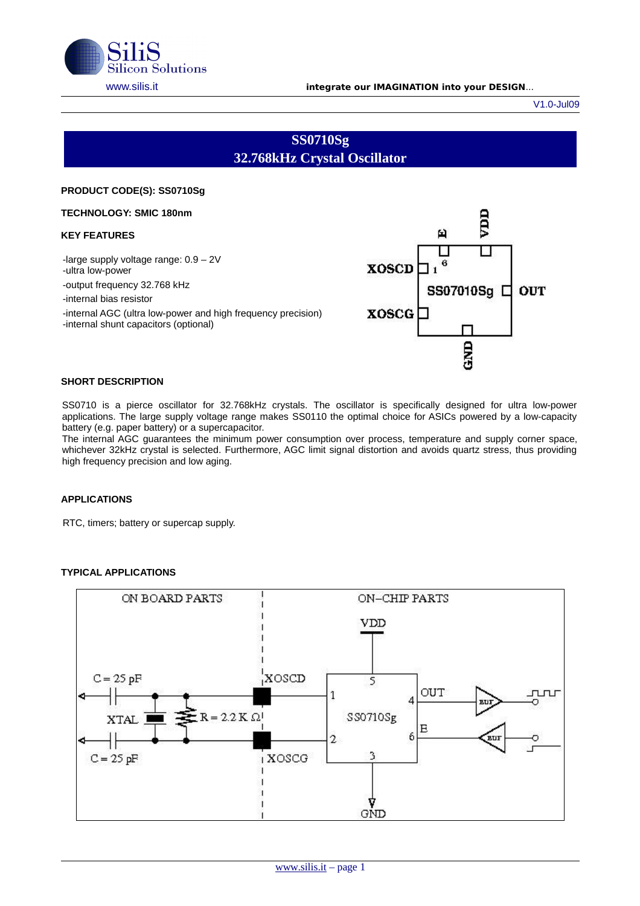# SS0710Sg
# 32.768kHz Crystal Oscillator

**PRODUCT CODE(S): SS0710Sg**

**TECHNOLOGY: SMIC 180nm**

**KEY FEATURES**

-large supply voltage range: 0.9 – 2V
-ultra low-power
-output frequency 32.768 kHz
-internal bias resistor
-internal AGC (ultra low-power and high frequency precision)
-internal shunt capacitors (optional)

**SHORT DESCRIPTION**

SS0710 is a pierce oscillator for 32.768kHz crystals. The oscillator is specifically designed for ultra low-power applications. The large supply voltage range makes SS0110 the optimal choice for ASICs powered by a low-capacity battery (e.g. paper battery) or a supercapacitor.
The internal AGC guarantees the minimum power consumption over process, temperature and supply corner space, whichever 32kHz crystal is selected. Furthermore, AGC limit signal distortion and avoids quartz stress, thus providing high frequency precision and low aging.

**APPLICATIONS**

RTC, timers; battery or supercap supply.

**TYPICAL APPLICATIONS**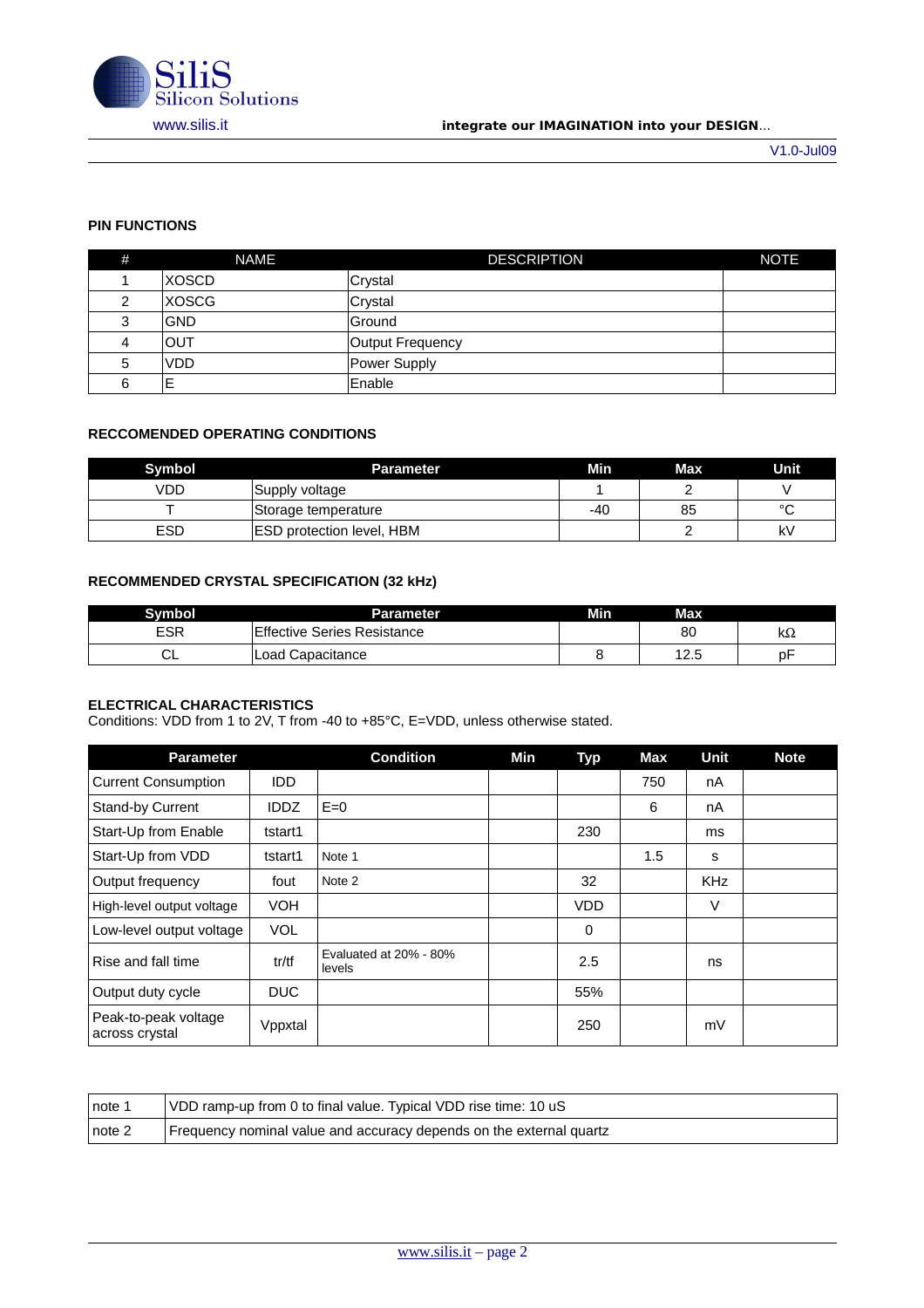## PIN FUNCTIONS

| # | NAME | DESCRIPTION | NOTE |
|---|---|---|---|
| 1 | XOSCD | Crystal | |
| 2 | XOSCG | Crystal | |
| 3 | GND | Ground | |
| 4 | OUT | Output Frequency | |
| 5 | VDD | Power Supply | |
| 6 | E | Enable | |

## RECCOMENDED OPERATING CONDITIONS

| Symbol | Parameter | Min | Max | Unit |
|---|---|---|---|---|
| VDD | Supply voltage | 1 | 2 | V |
| T | Storage temperature | -40 | 85 | °C |
| ESD | ESD protection level, HBM | | 2 | kV |

## RECOMMENDED CRYSTAL SPECIFICATION (32 kHz)

| Symbol | Parameter | Min | Max | |
|---|---|---|---|---|
| ESR | Effective Series Resistance | | 80 | kΩ |
| CL | Load Capacitance | 8 | 12.5 | pF |

## ELECTRICAL CHARACTERISTICS

Conditions: VDD from 1 to 2V, T from -40 to +85°C, E=VDD, unless otherwise stated.

| Parameter | | Condition | Min | Typ | Max | Unit | Note |
|---|---|---|---|---|---|---|---|
| Current Consumption | IDD | | | | 750 | nA | |
| Stand-by Current | IDDZ | E=0 | | | 6 | nA | |
| Start-Up from Enable | tstart1 | | | 230 | | ms | |
| Start-Up from VDD | tstart1 | Note 1 | | | 1.5 | s | |
| Output frequency | fout | Note 2 | | 32 | | KHz | |
| High-level output voltage | VOH | | | VDD | | V | |
| Low-level output voltage | VOL | | | 0 | | | |
| Rise and fall time | tr/tf | Evaluated at 20% - 80% levels | | 2.5 | | ns | |
| Output duty cycle | DUC | | | 55% | | | |
| Peak-to-peak voltage across crystal | Vppxtal | | | 250 | | mV | |

| | |
|---|---|
| note 1 | VDD ramp-up from 0 to final value. Typical VDD rise time: 10 uS |
| note 2 | Frequency nominal value and accuracy depends on the external quartz |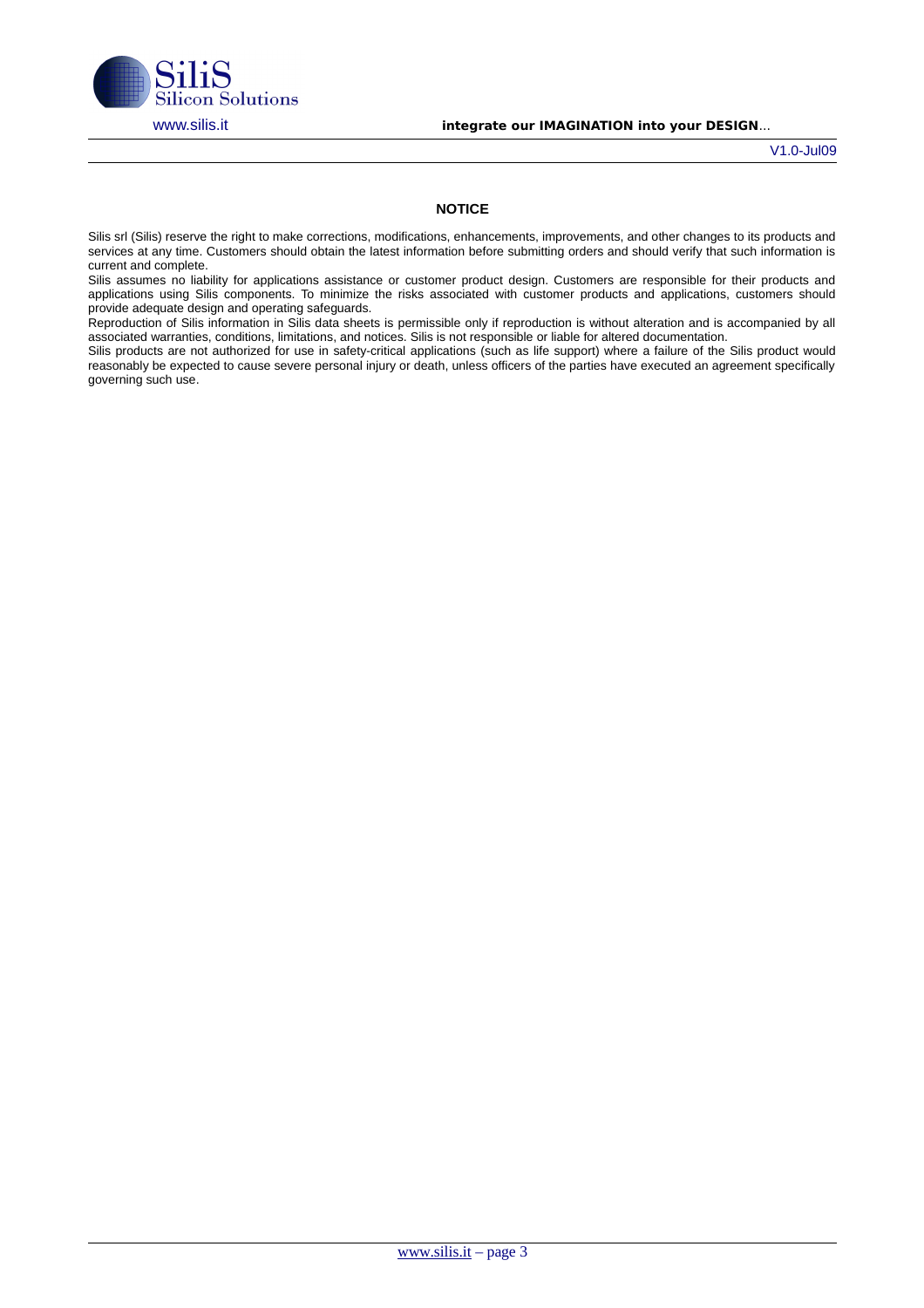## NOTICE

Silis srl (Silis) reserve the right to make corrections, modifications, enhancements, improvements, and other changes to its products and services at any time. Customers should obtain the latest information before submitting orders and should verify that such information is current and complete.

Silis assumes no liability for applications assistance or customer product design. Customers are responsible for their products and applications using Silis components. To minimize the risks associated with customer products and applications, customers should provide adequate design and operating safeguards.

Reproduction of Silis information in Silis data sheets is permissible only if reproduction is without alteration and is accompanied by all associated warranties, conditions, limitations, and notices. Silis is not responsible or liable for altered documentation.

Silis products are not authorized for use in safety-critical applications (such as life support) where a failure of the Silis product would reasonably be expected to cause severe personal injury or death, unless officers of the parties have executed an agreement specifically governing such use.